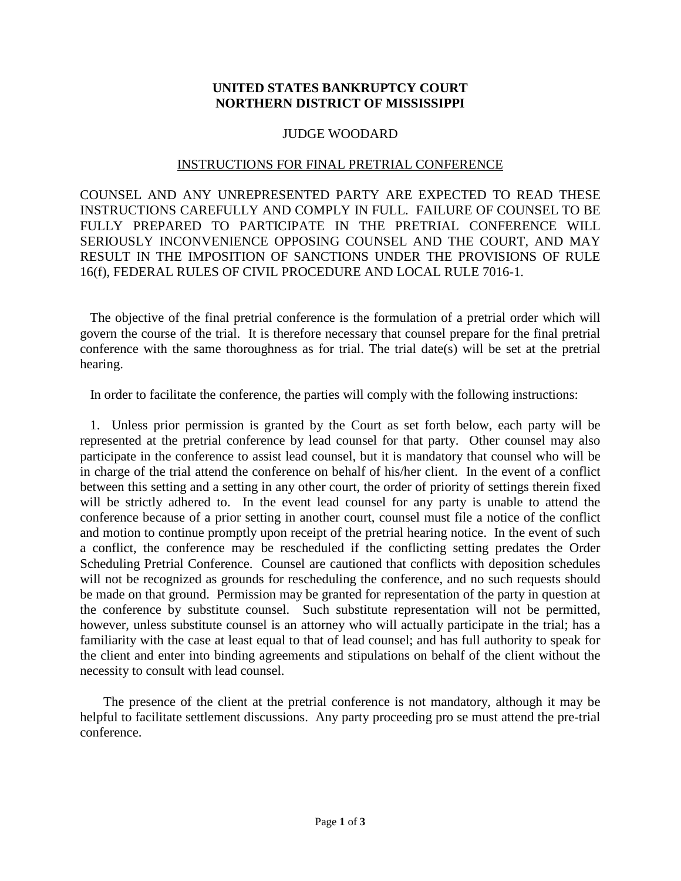**UNITED STATES BANKRUPTCY COURT**
**NORTHERN DISTRICT OF MISSISSIPPI**

JUDGE WOODARD

INSTRUCTIONS FOR FINAL PRETRIAL CONFERENCE

COUNSEL AND ANY UNREPRESENTED PARTY ARE EXPECTED TO READ THESE INSTRUCTIONS CAREFULLY AND COMPLY IN FULL. FAILURE OF COUNSEL TO BE FULLY PREPARED TO PARTICIPATE IN THE PRETRIAL CONFERENCE WILL SERIOUSLY INCONVENIENCE OPPOSING COUNSEL AND THE COURT, AND MAY RESULT IN THE IMPOSITION OF SANCTIONS UNDER THE PROVISIONS OF RULE 16(f), FEDERAL RULES OF CIVIL PROCEDURE AND LOCAL RULE 7016-1.

The objective of the final pretrial conference is the formulation of a pretrial order which will govern the course of the trial. It is therefore necessary that counsel prepare for the final pretrial conference with the same thoroughness as for trial. The trial date(s) will be set at the pretrial hearing.

In order to facilitate the conference, the parties will comply with the following instructions:

1. Unless prior permission is granted by the Court as set forth below, each party will be represented at the pretrial conference by lead counsel for that party. Other counsel may also participate in the conference to assist lead counsel, but it is mandatory that counsel who will be in charge of the trial attend the conference on behalf of his/her client. In the event of a conflict between this setting and a setting in any other court, the order of priority of settings therein fixed will be strictly adhered to. In the event lead counsel for any party is unable to attend the conference because of a prior setting in another court, counsel must file a notice of the conflict and motion to continue promptly upon receipt of the pretrial hearing notice. In the event of such a conflict, the conference may be rescheduled if the conflicting setting predates the Order Scheduling Pretrial Conference. Counsel are cautioned that conflicts with deposition schedules will not be recognized as grounds for rescheduling the conference, and no such requests should be made on that ground. Permission may be granted for representation of the party in question at the conference by substitute counsel. Such substitute representation will not be permitted, however, unless substitute counsel is an attorney who will actually participate in the trial; has a familiarity with the case at least equal to that of lead counsel; and has full authority to speak for the client and enter into binding agreements and stipulations on behalf of the client without the necessity to consult with lead counsel.

The presence of the client at the pretrial conference is not mandatory, although it may be helpful to facilitate settlement discussions. Any party proceeding pro se must attend the pre-trial conference.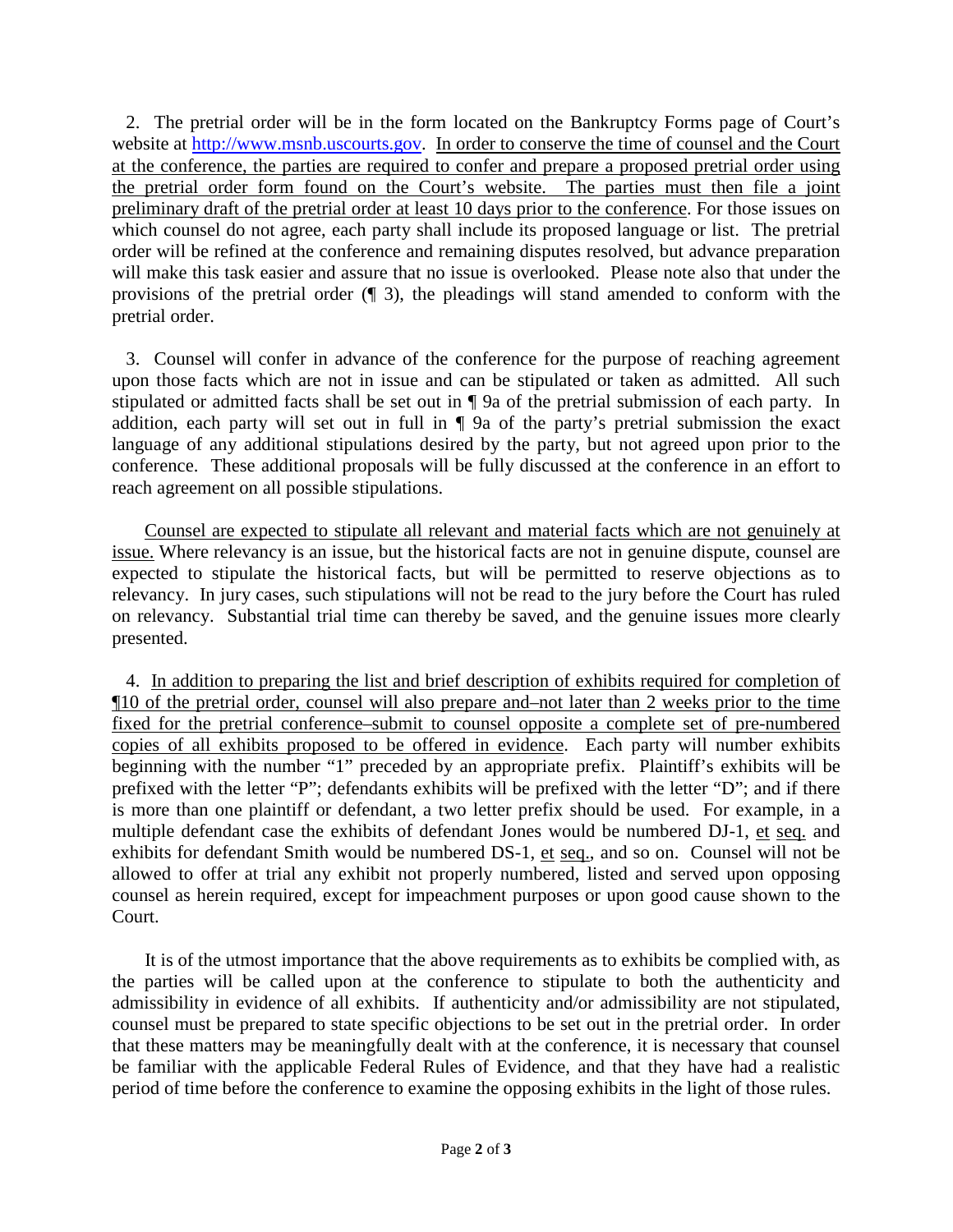2. The pretrial order will be in the form located on the Bankruptcy Forms page of Court's website at http://www.msnb.uscourts.gov. In order to conserve the time of counsel and the Court at the conference, the parties are required to confer and prepare a proposed pretrial order using the pretrial order form found on the Court's website. The parties must then file a joint preliminary draft of the pretrial order at least 10 days prior to the conference. For those issues on which counsel do not agree, each party shall include its proposed language or list. The pretrial order will be refined at the conference and remaining disputes resolved, but advance preparation will make this task easier and assure that no issue is overlooked. Please note also that under the provisions of the pretrial order (¶ 3), the pleadings will stand amended to conform with the pretrial order.

3. Counsel will confer in advance of the conference for the purpose of reaching agreement upon those facts which are not in issue and can be stipulated or taken as admitted. All such stipulated or admitted facts shall be set out in ¶ 9a of the pretrial submission of each party. In addition, each party will set out in full in ¶ 9a of the party's pretrial submission the exact language of any additional stipulations desired by the party, but not agreed upon prior to the conference. These additional proposals will be fully discussed at the conference in an effort to reach agreement on all possible stipulations.

Counsel are expected to stipulate all relevant and material facts which are not genuinely at issue. Where relevancy is an issue, but the historical facts are not in genuine dispute, counsel are expected to stipulate the historical facts, but will be permitted to reserve objections as to relevancy. In jury cases, such stipulations will not be read to the jury before the Court has ruled on relevancy. Substantial trial time can thereby be saved, and the genuine issues more clearly presented.

4. In addition to preparing the list and brief description of exhibits required for completion of ¶10 of the pretrial order, counsel will also prepare and–not later than 2 weeks prior to the time fixed for the pretrial conference–submit to counsel opposite a complete set of pre-numbered copies of all exhibits proposed to be offered in evidence. Each party will number exhibits beginning with the number "1" preceded by an appropriate prefix. Plaintiff's exhibits will be prefixed with the letter "P"; defendants exhibits will be prefixed with the letter "D"; and if there is more than one plaintiff or defendant, a two letter prefix should be used. For example, in a multiple defendant case the exhibits of defendant Jones would be numbered DJ-1, et seq. and exhibits for defendant Smith would be numbered DS-1, et seq., and so on. Counsel will not be allowed to offer at trial any exhibit not properly numbered, listed and served upon opposing counsel as herein required, except for impeachment purposes or upon good cause shown to the Court.

It is of the utmost importance that the above requirements as to exhibits be complied with, as the parties will be called upon at the conference to stipulate to both the authenticity and admissibility in evidence of all exhibits. If authenticity and/or admissibility are not stipulated, counsel must be prepared to state specific objections to be set out in the pretrial order. In order that these matters may be meaningfully dealt with at the conference, it is necessary that counsel be familiar with the applicable Federal Rules of Evidence, and that they have had a realistic period of time before the conference to examine the opposing exhibits in the light of those rules.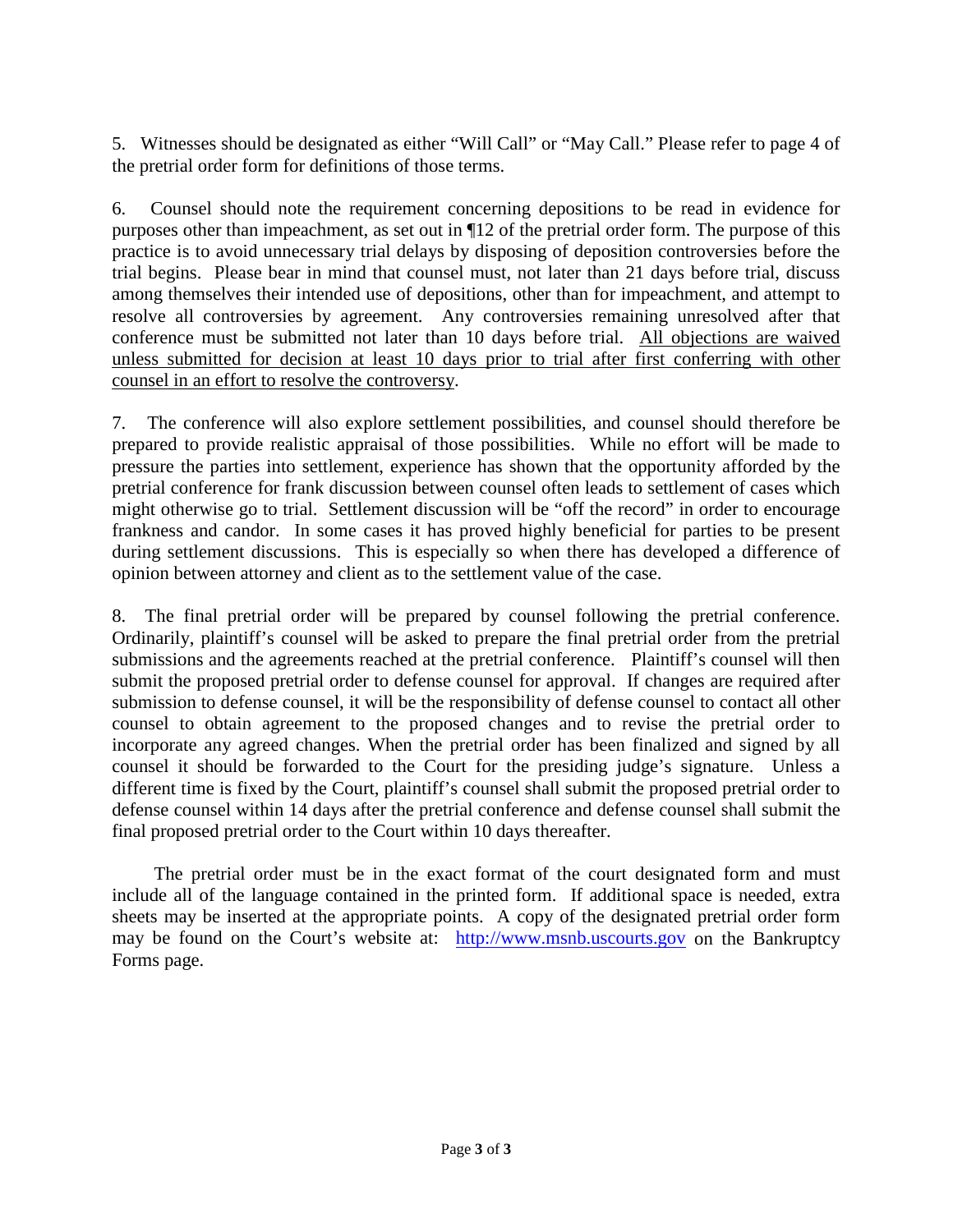5. Witnesses should be designated as either "Will Call" or "May Call." Please refer to page 4 of the pretrial order form for definitions of those terms.

6. Counsel should note the requirement concerning depositions to be read in evidence for purposes other than impeachment, as set out in ¶12 of the pretrial order form. The purpose of this practice is to avoid unnecessary trial delays by disposing of deposition controversies before the trial begins. Please bear in mind that counsel must, not later than 21 days before trial, discuss among themselves their intended use of depositions, other than for impeachment, and attempt to resolve all controversies by agreement. Any controversies remaining unresolved after that conference must be submitted not later than 10 days before trial. <u>All objections are waived unless submitted for decision at least 10 days prior to trial after first conferring with other counsel in an effort to resolve the controversy</u>.

7. The conference will also explore settlement possibilities, and counsel should therefore be prepared to provide realistic appraisal of those possibilities. While no effort will be made to pressure the parties into settlement, experience has shown that the opportunity afforded by the pretrial conference for frank discussion between counsel often leads to settlement of cases which might otherwise go to trial. Settlement discussion will be "off the record" in order to encourage frankness and candor. In some cases it has proved highly beneficial for parties to be present during settlement discussions. This is especially so when there has developed a difference of opinion between attorney and client as to the settlement value of the case.

8. The final pretrial order will be prepared by counsel following the pretrial conference. Ordinarily, plaintiff's counsel will be asked to prepare the final pretrial order from the pretrial submissions and the agreements reached at the pretrial conference. Plaintiff's counsel will then submit the proposed pretrial order to defense counsel for approval. If changes are required after submission to defense counsel, it will be the responsibility of defense counsel to contact all other counsel to obtain agreement to the proposed changes and to revise the pretrial order to incorporate any agreed changes. When the pretrial order has been finalized and signed by all counsel it should be forwarded to the Court for the presiding judge's signature. Unless a different time is fixed by the Court, plaintiff's counsel shall submit the proposed pretrial order to defense counsel within 14 days after the pretrial conference and defense counsel shall submit the final proposed pretrial order to the Court within 10 days thereafter.

The pretrial order must be in the exact format of the court designated form and must include all of the language contained in the printed form. If additional space is needed, extra sheets may be inserted at the appropriate points. A copy of the designated pretrial order form may be found on the Court's website at: [http://www.msnb.uscourts.gov](http://www.msnb.uscourts.gov) on the Bankruptcy Forms page.